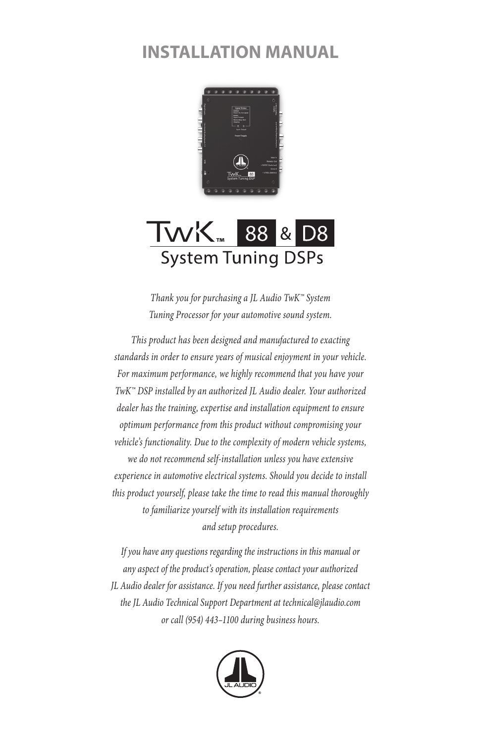# INSTALLATION MANUAL

# TwK™ 88 & D8

## System Tuning DSPs

*Thank you for purchasing a JL Audio TwK™ System Tuning Processor for your automotive sound system.*

*This product has been designed and manufactured to exacting standards in order to ensure years of musical enjoyment in your vehicle. For maximum performance, we highly recommend that you have your TwK™ DSP installed by an authorized JL Audio dealer. Your authorized dealer has the training, expertise and installation equipment to ensure optimum performance from this product without compromising your vehicle's functionality. Due to the complexity of modern vehicle systems, we do not recommend self-installation unless you have extensive experience in automotive electrical systems. Should you decide to install this product yourself, please take the time to read this manual thoroughly to familiarize yourself with its installation requirements and setup procedures.*

*If you have any questions regarding the instructions in this manual or any aspect of the product's operation, please contact your authorized JL Audio dealer for assistance. If you need further assistance, please contact the JL Audio Technical Support Department at technical@jlaudio.com or call (954) 443-1100 during business hours.*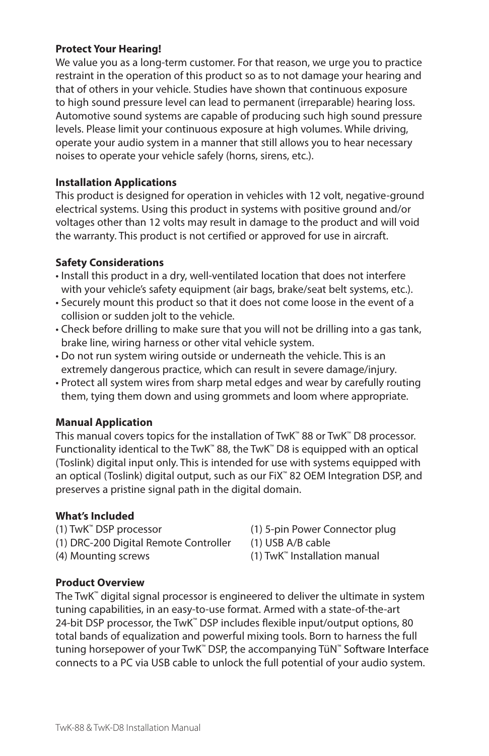**Protect Your Hearing!**

We value you as a long-term customer. For that reason, we urge you to practice restraint in the operation of this product so as to not damage your hearing and that of others in your vehicle. Studies have shown that continuous exposure to high sound pressure level can lead to permanent (irreparable) hearing loss. Automotive sound systems are capable of producing such high sound pressure levels. Please limit your continuous exposure at high volumes. While driving, operate your audio system in a manner that still allows you to hear necessary noises to operate your vehicle safely (horns, sirens, etc.).

**Installation Applications**

This product is designed for operation in vehicles with 12 volt, negative-ground electrical systems. Using this product in systems with positive ground and/or voltages other than 12 volts may result in damage to the product and will void the warranty. This product is not certified or approved for use in aircraft.

**Safety Considerations**

- Install this product in a dry, well-ventilated location that does not interfere with your vehicle's safety equipment (air bags, brake/seat belt systems, etc.).
- Securely mount this product so that it does not come loose in the event of a collision or sudden jolt to the vehicle.
- Check before drilling to make sure that you will not be drilling into a gas tank, brake line, wiring harness or other vital vehicle system.
- Do not run system wiring outside or underneath the vehicle. This is an extremely dangerous practice, which can result in severe damage/injury.
- Protect all system wires from sharp metal edges and wear by carefully routing them, tying them down and using grommets and loom where appropriate.

**Manual Application**

This manual covers topics for the installation of TwK™ 88 or TwK™ D8 processor. Functionality identical to the TwK™ 88, the TwK™ D8 is equipped with an optical (Toslink) digital input only. This is intended for use with systems equipped with an optical (Toslink) digital output, such as our FiX™ 82 OEM Integration DSP, and preserves a pristine signal path in the digital domain.

**What's Included**

- (1) TwK™ DSP processor
- (1) DRC-200 Digital Remote Controller
- (4) Mounting screws
- (1) 5-pin Power Connector plug
- (1) USB A/B cable
- (1) TwK™ Installation manual

**Product Overview**

The TwK™ digital signal processor is engineered to deliver the ultimate in system tuning capabilities, in an easy-to-use format. Armed with a state-of-the-art 24-bit DSP processor, the TwK™ DSP includes flexible input/output options, 80 total bands of equalization and powerful mixing tools. Born to harness the full tuning horsepower of your TwK™ DSP, the accompanying TüN™ Software Interface connects to a PC via USB cable to unlock the full potential of your audio system.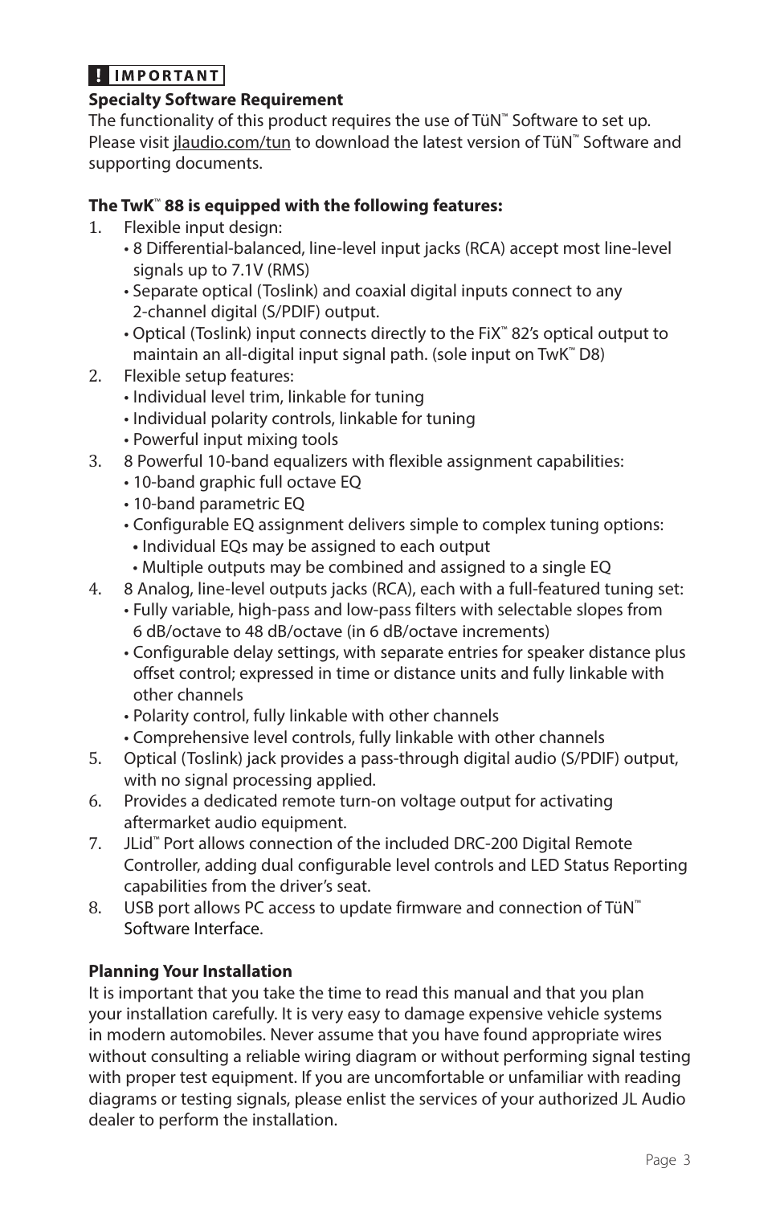**! IMPORTANT**

**Specialty Software Requirement**

The functionality of this product requires the use of TüN™ Software to set up. Please visit jlaudio.com/tun to download the latest version of TüN™ Software and supporting documents.

**The TwK™ 88 is equipped with the following features:**

1. Flexible input design:
   - 8 Differential-balanced, line-level input jacks (RCA) accept most line-level signals up to 7.1V (RMS)
   - Separate optical (Toslink) and coaxial digital inputs connect to any 2-channel digital (S/PDIF) output.
   - Optical (Toslink) input connects directly to the FiX™ 82's optical output to maintain an all-digital input signal path. (sole input on TwK™ D8)
2. Flexible setup features:
   - Individual level trim, linkable for tuning
   - Individual polarity controls, linkable for tuning
   - Powerful input mixing tools
3. 8 Powerful 10-band equalizers with flexible assignment capabilities:
   - 10-band graphic full octave EQ
   - 10-band parametric EQ
   - Configurable EQ assignment delivers simple to complex tuning options:
     - Individual EQs may be assigned to each output
     - Multiple outputs may be combined and assigned to a single EQ
4. 8 Analog, line-level outputs jacks (RCA), each with a full-featured tuning set:
   - Fully variable, high-pass and low-pass filters with selectable slopes from 6 dB/octave to 48 dB/octave (in 6 dB/octave increments)
   - Configurable delay settings, with separate entries for speaker distance plus offset control; expressed in time or distance units and fully linkable with other channels
   - Polarity control, fully linkable with other channels
   - Comprehensive level controls, fully linkable with other channels
5. Optical (Toslink) jack provides a pass-through digital audio (S/PDIF) output, with no signal processing applied.
6. Provides a dedicated remote turn-on voltage output for activating aftermarket audio equipment.
7. JLid™ Port allows connection of the included DRC-200 Digital Remote Controller, adding dual configurable level controls and LED Status Reporting capabilities from the driver's seat.
8. USB port allows PC access to update firmware and connection of TüN™ Software Interface.

**Planning Your Installation**

It is important that you take the time to read this manual and that you plan your installation carefully. It is very easy to damage expensive vehicle systems in modern automobiles. Never assume that you have found appropriate wires without consulting a reliable wiring diagram or without performing signal testing with proper test equipment. If you are uncomfortable or unfamiliar with reading diagrams or testing signals, please enlist the services of your authorized JL Audio dealer to perform the installation.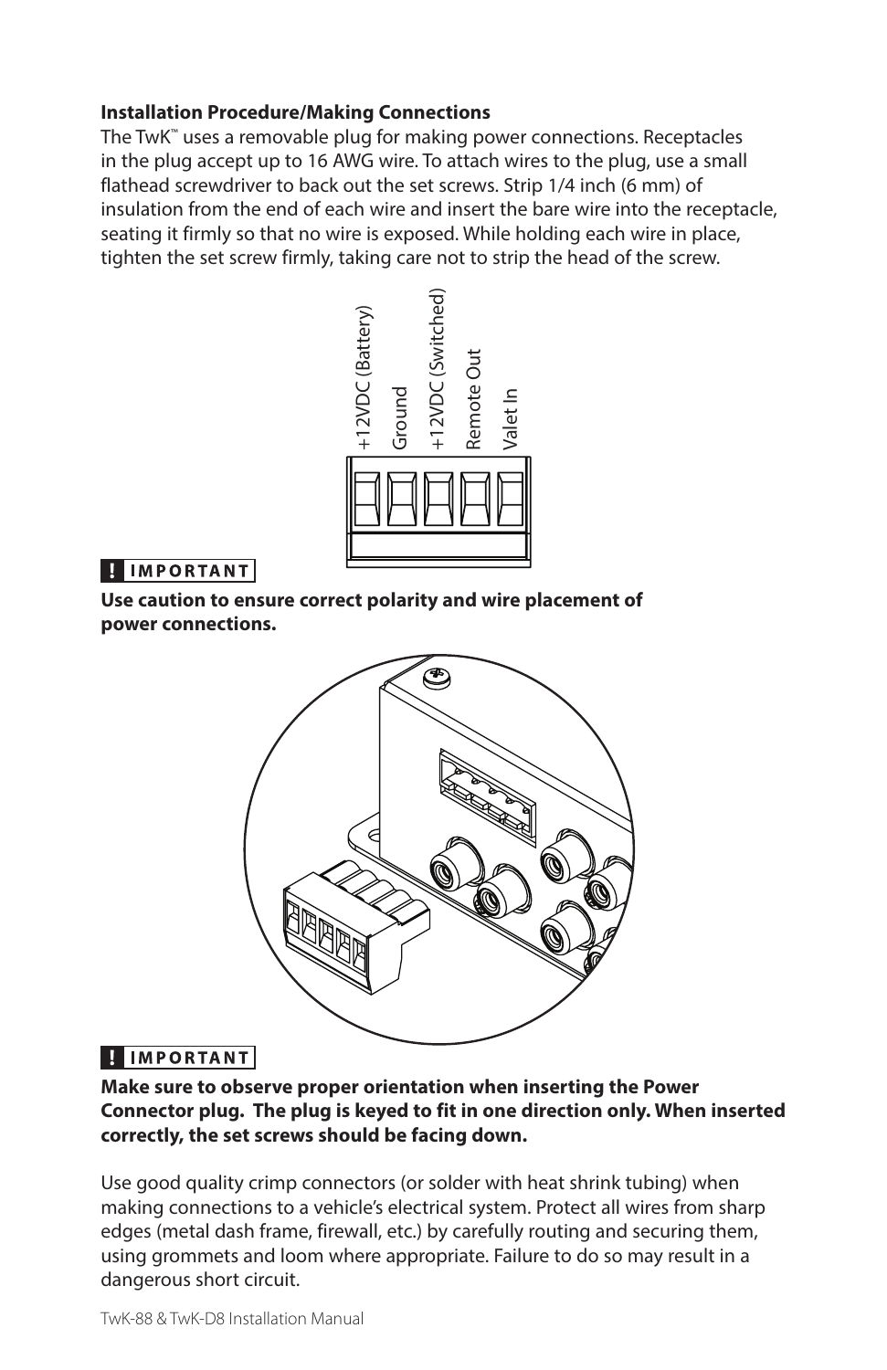### Installation Procedure/Making Connections

The TwK™ uses a removable plug for making power connections. Receptacles in the plug accept up to 16 AWG wire. To attach wires to the plug, use a small flathead screwdriver to back out the set screws. Strip 1/4 inch (6 mm) of insulation from the end of each wire and insert the bare wire into the receptacle, seating it firmly so that no wire is exposed. While holding each wire in place, tighten the set screw firmly, taking care not to strip the head of the screw.

+12VDC (Battery)
Ground
+12VDC (Switched)
Remote Out
Valet In

**! IMPORTANT**

**Use caution to ensure correct polarity and wire placement of power connections.**

**! IMPORTANT**

**Make sure to observe proper orientation when inserting the Power Connector plug. The plug is keyed to fit in one direction only. When inserted correctly, the set screws should be facing down.**

Use good quality crimp connectors (or solder with heat shrink tubing) when making connections to a vehicle's electrical system. Protect all wires from sharp edges (metal dash frame, firewall, etc.) by carefully routing and securing them, using grommets and loom where appropriate. Failure to do so may result in a dangerous short circuit.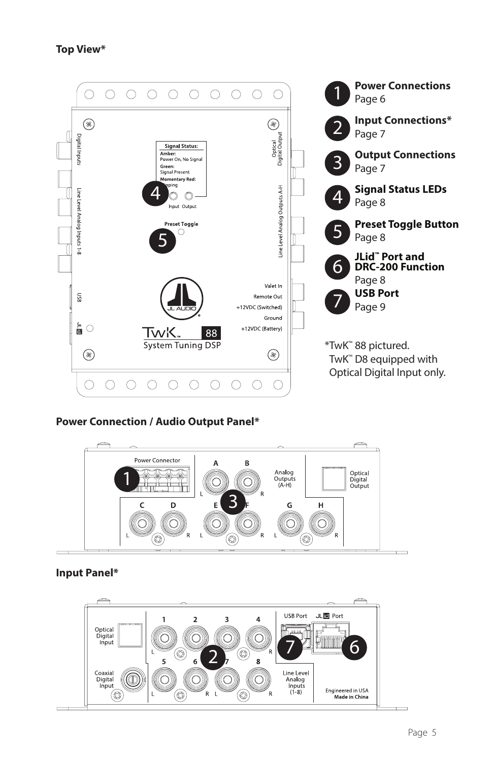**Top View***

1. **Power Connections**
   Page 6
2. **Input Connections***
   Page 7
3. **Output Connections**
   Page 7
4. **Signal Status LEDs**
   Page 8
5. **Preset Toggle Button**
   Page 8
6. **JLid™ Port and DRC-200 Function**
   Page 8
7. **USB Port**
   Page 9

*TwK™ 88 pictured.
TwK™ D8 equipped with Optical Digital Input only.

**Power Connection / Audio Output Panel***

**Input Panel***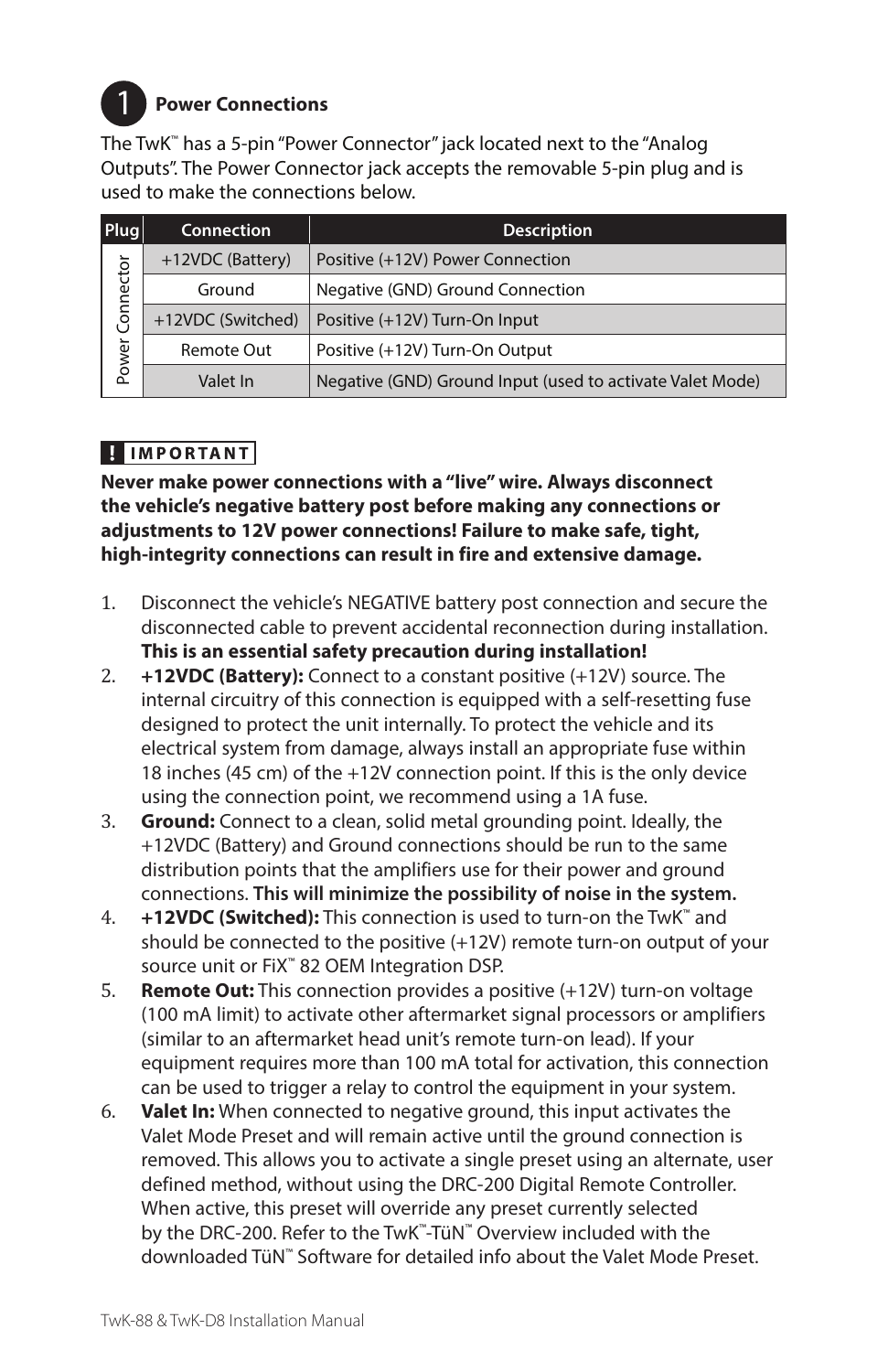## 1 Power Connections

The TwK™ has a 5-pin "Power Connector" jack located next to the "Analog Outputs". The Power Connector jack accepts the removable 5-pin plug and is used to make the connections below.

| Plug | Connection | Description |
|---|---|---|
| Power Connector | +12VDC (Battery) | Positive (+12V) Power Connection |
| | Ground | Negative (GND) Ground Connection |
| | +12VDC (Switched) | Positive (+12V) Turn-On Input |
| | Remote Out | Positive (+12V) Turn-On Output |
| | Valet In | Negative (GND) Ground Input (used to activate Valet Mode) |

**! IMPORTANT**

**Never make power connections with a "live" wire. Always disconnect the vehicle's negative battery post before making any connections or adjustments to 12V power connections! Failure to make safe, tight, high-integrity connections can result in fire and extensive damage.**

1. Disconnect the vehicle's NEGATIVE battery post connection and secure the disconnected cable to prevent accidental reconnection during installation. **This is an essential safety precaution during installation!**
2. **+12VDC (Battery):** Connect to a constant positive (+12V) source. The internal circuitry of this connection is equipped with a self-resetting fuse designed to protect the unit internally. To protect the vehicle and its electrical system from damage, always install an appropriate fuse within 18 inches (45 cm) of the +12V connection point. If this is the only device using the connection point, we recommend using a 1A fuse.
3. **Ground:** Connect to a clean, solid metal grounding point. Ideally, the +12VDC (Battery) and Ground connections should be run to the same distribution points that the amplifiers use for their power and ground connections. **This will minimize the possibility of noise in the system.**
4. **+12VDC (Switched):** This connection is used to turn-on the TwK™ and should be connected to the positive (+12V) remote turn-on output of your source unit or FiX™ 82 OEM Integration DSP.
5. **Remote Out:** This connection provides a positive (+12V) turn-on voltage (100 mA limit) to activate other aftermarket signal processors or amplifiers (similar to an aftermarket head unit's remote turn-on lead). If your equipment requires more than 100 mA total for activation, this connection can be used to trigger a relay to control the equipment in your system.
6. **Valet In:** When connected to negative ground, this input activates the Valet Mode Preset and will remain active until the ground connection is removed. This allows you to activate a single preset using an alternate, user defined method, without using the DRC-200 Digital Remote Controller. When active, this preset will override any preset currently selected by the DRC-200. Refer to the TwK™-TüN™ Overview included with the downloaded TüN™ Software for detailed info about the Valet Mode Preset.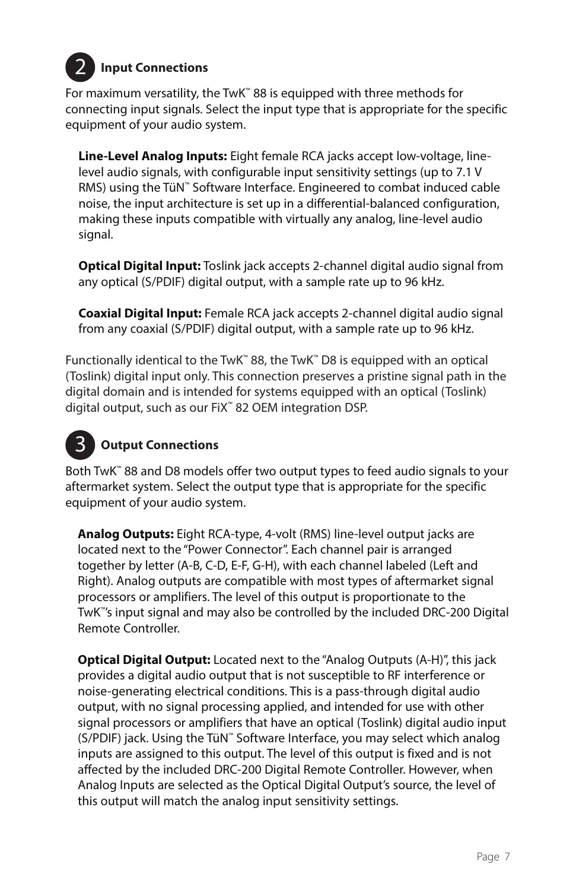## 2 Input Connections

For maximum versatility, the TwK™ 88 is equipped with three methods for connecting input signals. Select the input type that is appropriate for the specific equipment of your audio system.

**Line-Level Analog Inputs:** Eight female RCA jacks accept low-voltage, line-level audio signals, with configurable input sensitivity settings (up to 7.1 V RMS) using the TüN™ Software Interface. Engineered to combat induced cable noise, the input architecture is set up in a differential-balanced configuration, making these inputs compatible with virtually any analog, line-level audio signal.

**Optical Digital Input:** Toslink jack accepts 2-channel digital audio signal from any optical (S/PDIF) digital output, with a sample rate up to 96 kHz.

**Coaxial Digital Input:** Female RCA jack accepts 2-channel digital audio signal from any coaxial (S/PDIF) digital output, with a sample rate up to 96 kHz.

Functionally identical to the TwK™ 88, the TwK™ D8 is equipped with an optical (Toslink) digital input only. This connection preserves a pristine signal path in the digital domain and is intended for systems equipped with an optical (Toslink) digital output, such as our FiX™ 82 OEM integration DSP.

## 3 Output Connections

Both TwK™ 88 and D8 models offer two output types to feed audio signals to your aftermarket system. Select the output type that is appropriate for the specific equipment of your audio system.

**Analog Outputs:** Eight RCA-type, 4-volt (RMS) line-level output jacks are located next to the "Power Connector". Each channel pair is arranged together by letter (A-B, C-D, E-F, G-H), with each channel labeled (Left and Right). Analog outputs are compatible with most types of aftermarket signal processors or amplifiers. The level of this output is proportionate to the TwK™'s input signal and may also be controlled by the included DRC-200 Digital Remote Controller.

**Optical Digital Output:** Located next to the "Analog Outputs (A-H)", this jack provides a digital audio output that is not susceptible to RF interference or noise-generating electrical conditions. This is a pass-through digital audio output, with no signal processing applied, and intended for use with other signal processors or amplifiers that have an optical (Toslink) digital audio input (S/PDIF) jack. Using the TüN™ Software Interface, you may select which analog inputs are assigned to this output. The level of this output is fixed and is not affected by the included DRC-200 Digital Remote Controller. However, when Analog Inputs are selected as the Optical Digital Output's source, the level of this output will match the analog input sensitivity settings.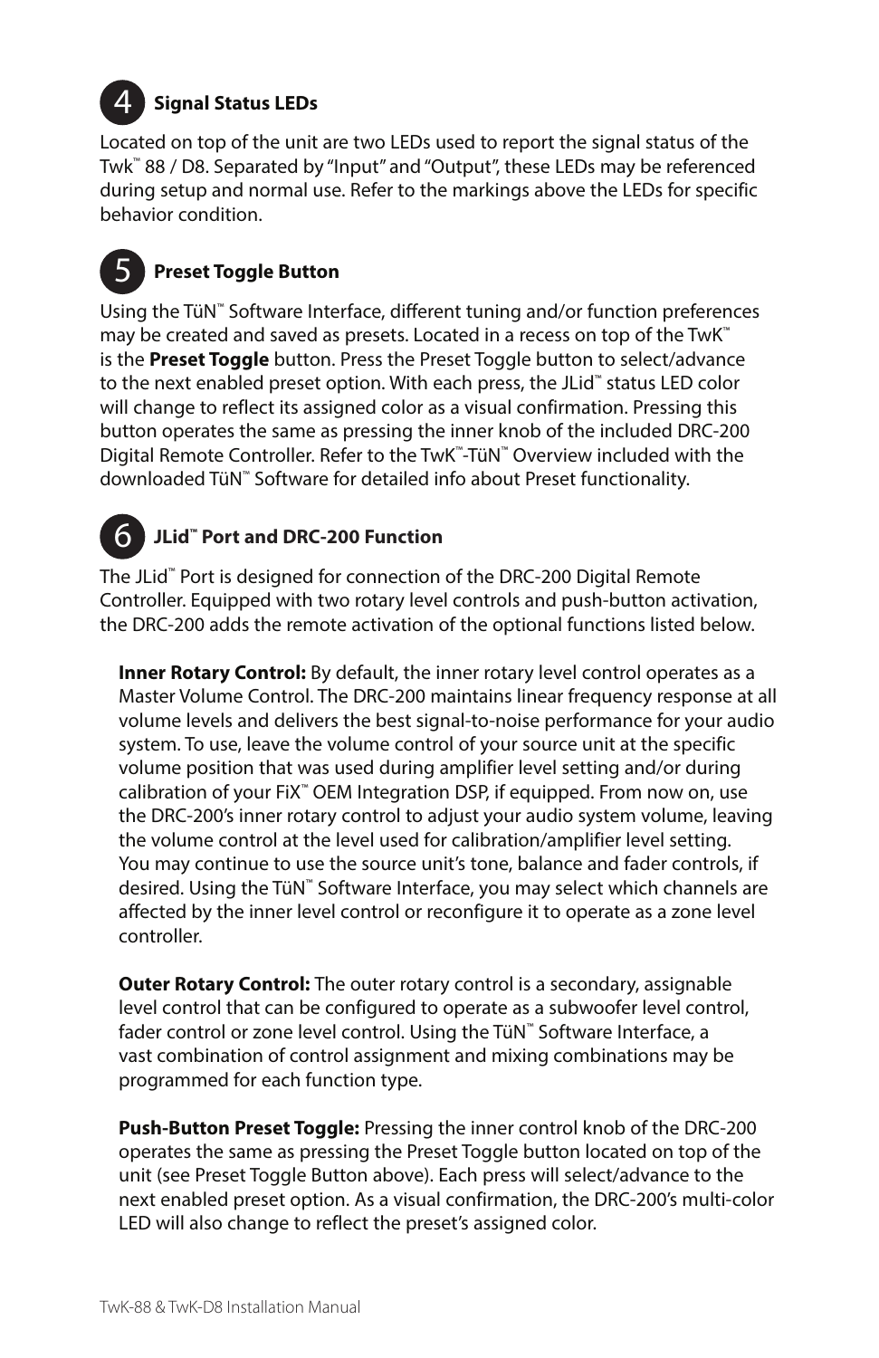## 4 Signal Status LEDs

Located on top of the unit are two LEDs used to report the signal status of the Twk™ 88 / D8. Separated by "Input" and "Output", these LEDs may be referenced during setup and normal use. Refer to the markings above the LEDs for specific behavior condition.

## 5 Preset Toggle Button

Using the TüN™ Software Interface, different tuning and/or function preferences may be created and saved as presets. Located in a recess on top of the TwK™ is the **Preset Toggle** button. Press the Preset Toggle button to select/advance to the next enabled preset option. With each press, the JLid™ status LED color will change to reflect its assigned color as a visual confirmation. Pressing this button operates the same as pressing the inner knob of the included DRC-200 Digital Remote Controller. Refer to the TwK™-TüN™ Overview included with the downloaded TüN™ Software for detailed info about Preset functionality.

## 6 JLid™ Port and DRC-200 Function

The JLid™ Port is designed for connection of the DRC-200 Digital Remote Controller. Equipped with two rotary level controls and push-button activation, the DRC-200 adds the remote activation of the optional functions listed below.

**Inner Rotary Control:** By default, the inner rotary level control operates as a Master Volume Control. The DRC-200 maintains linear frequency response at all volume levels and delivers the best signal-to-noise performance for your audio system. To use, leave the volume control of your source unit at the specific volume position that was used during amplifier level setting and/or during calibration of your FiX™ OEM Integration DSP, if equipped. From now on, use the DRC-200's inner rotary control to adjust your audio system volume, leaving the volume control at the level used for calibration/amplifier level setting. You may continue to use the source unit's tone, balance and fader controls, if desired. Using the TüN™ Software Interface, you may select which channels are affected by the inner level control or reconfigure it to operate as a zone level controller.

**Outer Rotary Control:** The outer rotary control is a secondary, assignable level control that can be configured to operate as a subwoofer level control, fader control or zone level control. Using the TüN™ Software Interface, a vast combination of control assignment and mixing combinations may be programmed for each function type.

**Push-Button Preset Toggle:** Pressing the inner control knob of the DRC-200 operates the same as pressing the Preset Toggle button located on top of the unit (see Preset Toggle Button above). Each press will select/advance to the next enabled preset option. As a visual confirmation, the DRC-200's multi-color LED will also change to reflect the preset's assigned color.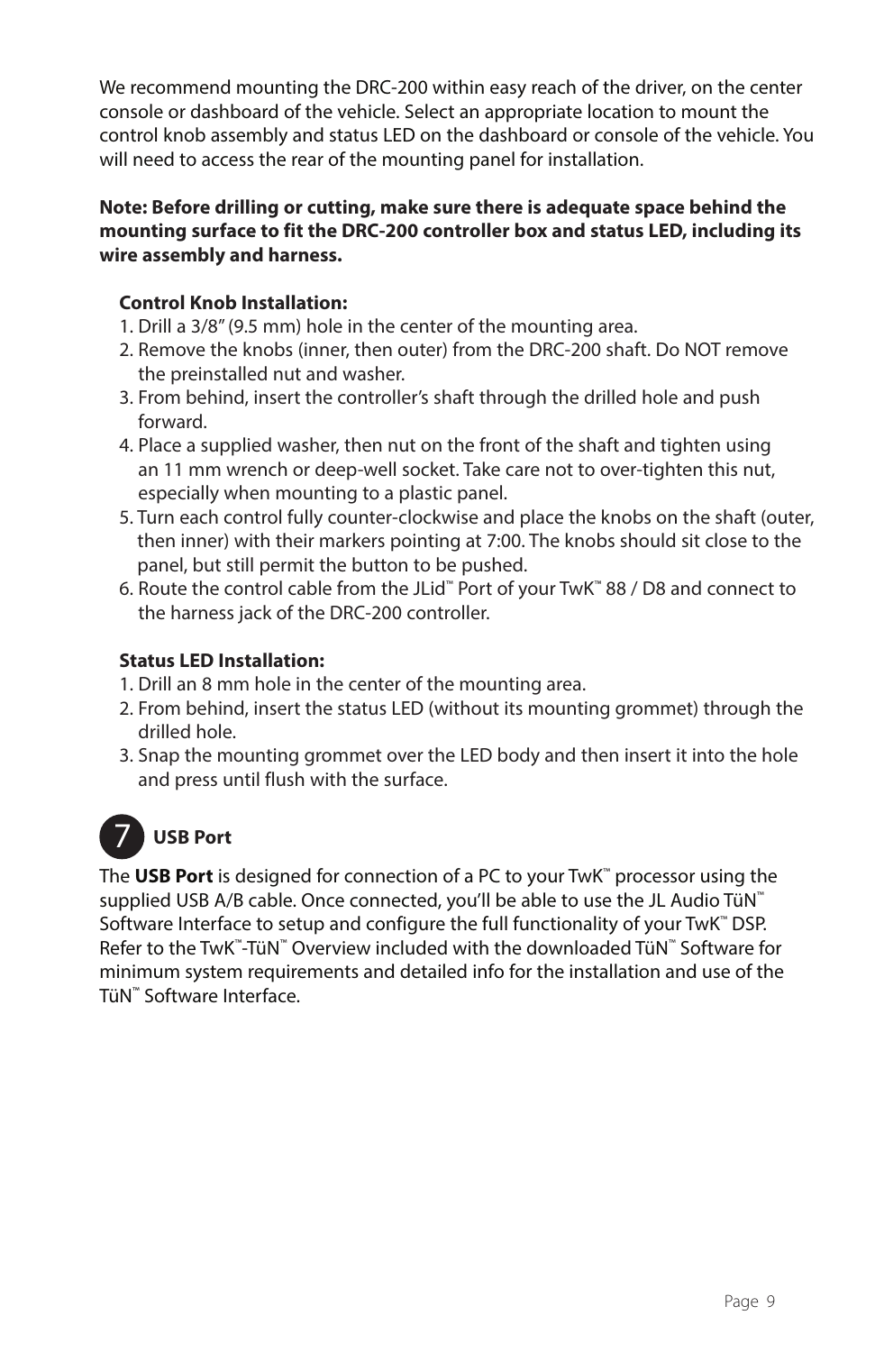We recommend mounting the DRC-200 within easy reach of the driver, on the center console or dashboard of the vehicle. Select an appropriate location to mount the control knob assembly and status LED on the dashboard or console of the vehicle. You will need to access the rear of the mounting panel for installation.

**Note: Before drilling or cutting, make sure there is adequate space behind the mounting surface to fit the DRC-200 controller box and status LED, including its wire assembly and harness.**

**Control Knob Installation:**

1. Drill a 3/8" (9.5 mm) hole in the center of the mounting area.
2. Remove the knobs (inner, then outer) from the DRC-200 shaft. Do NOT remove the preinstalled nut and washer.
3. From behind, insert the controller's shaft through the drilled hole and push forward.
4. Place a supplied washer, then nut on the front of the shaft and tighten using an 11 mm wrench or deep-well socket. Take care not to over-tighten this nut, especially when mounting to a plastic panel.
5. Turn each control fully counter-clockwise and place the knobs on the shaft (outer, then inner) with their markers pointing at 7:00. The knobs should sit close to the panel, but still permit the button to be pushed.
6. Route the control cable from the JLid™ Port of your TwK™ 88 / D8 and connect to the harness jack of the DRC-200 controller.

**Status LED Installation:**

1. Drill an 8 mm hole in the center of the mounting area.
2. From behind, insert the status LED (without its mounting grommet) through the drilled hole.
3. Snap the mounting grommet over the LED body and then insert it into the hole and press until flush with the surface.

## 7 USB Port

The **USB Port** is designed for connection of a PC to your TwK™ processor using the supplied USB A/B cable. Once connected, you'll be able to use the JL Audio TüN™ Software Interface to setup and configure the full functionality of your TwK™ DSP. Refer to the TwK™-TüN™ Overview included with the downloaded TüN™ Software for minimum system requirements and detailed info for the installation and use of the TüN™ Software Interface.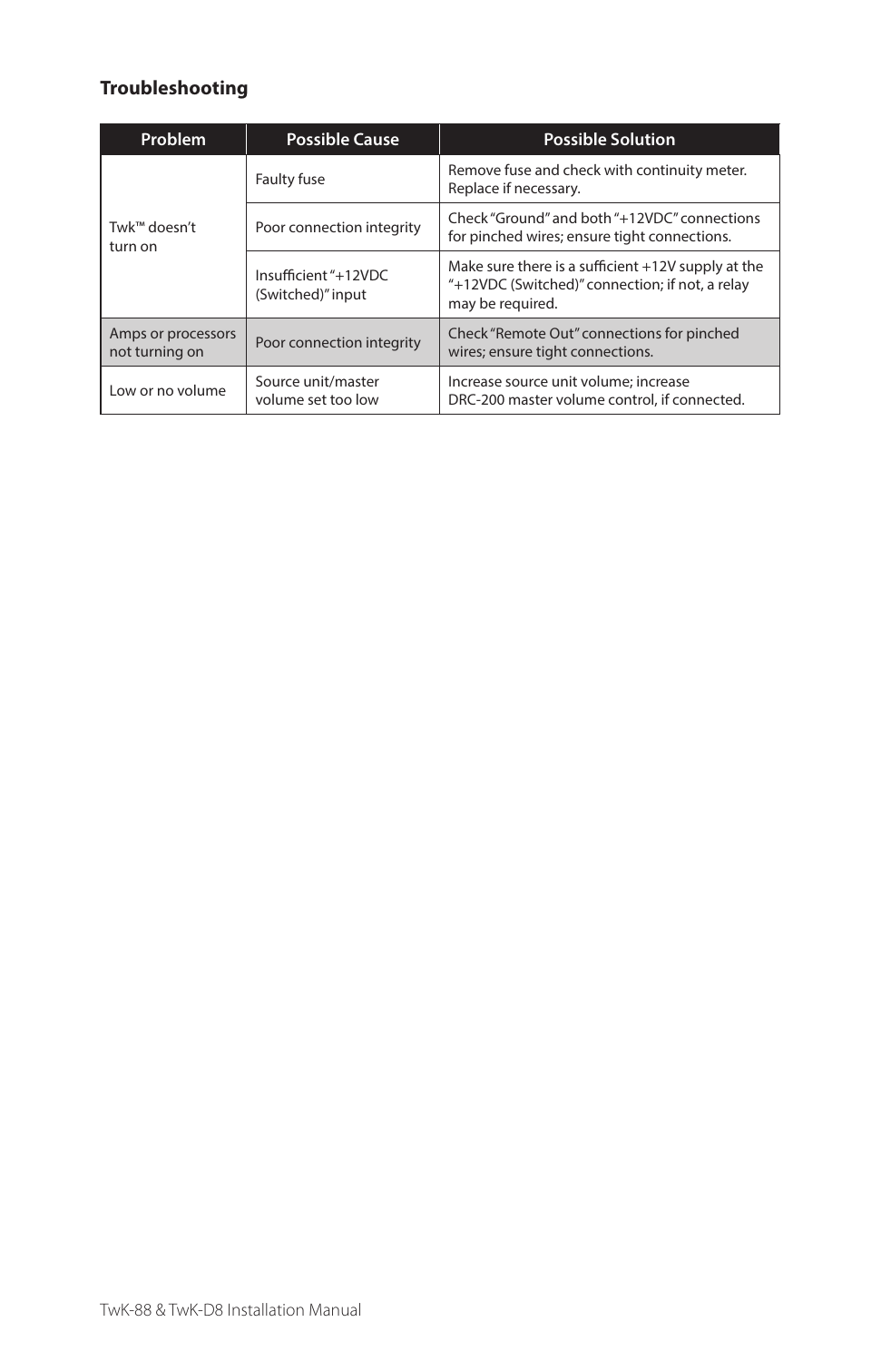## Troubleshooting

| Problem | Possible Cause | Possible Solution |
|---|---|---|
| Twk™ doesn't turn on | Faulty fuse | Remove fuse and check with continuity meter. Replace if necessary. |
| | Poor connection integrity | Check "Ground" and both "+12VDC" connections for pinched wires; ensure tight connections. |
| | Insufficient "+12VDC (Switched)" input | Make sure there is a sufficient +12V supply at the "+12VDC (Switched)" connection; if not, a relay may be required. |
| Amps or processors not turning on | Poor connection integrity | Check "Remote Out" connections for pinched wires; ensure tight connections. |
| Low or no volume | Source unit/master volume set too low | Increase source unit volume; increase DRC-200 master volume control, if connected. |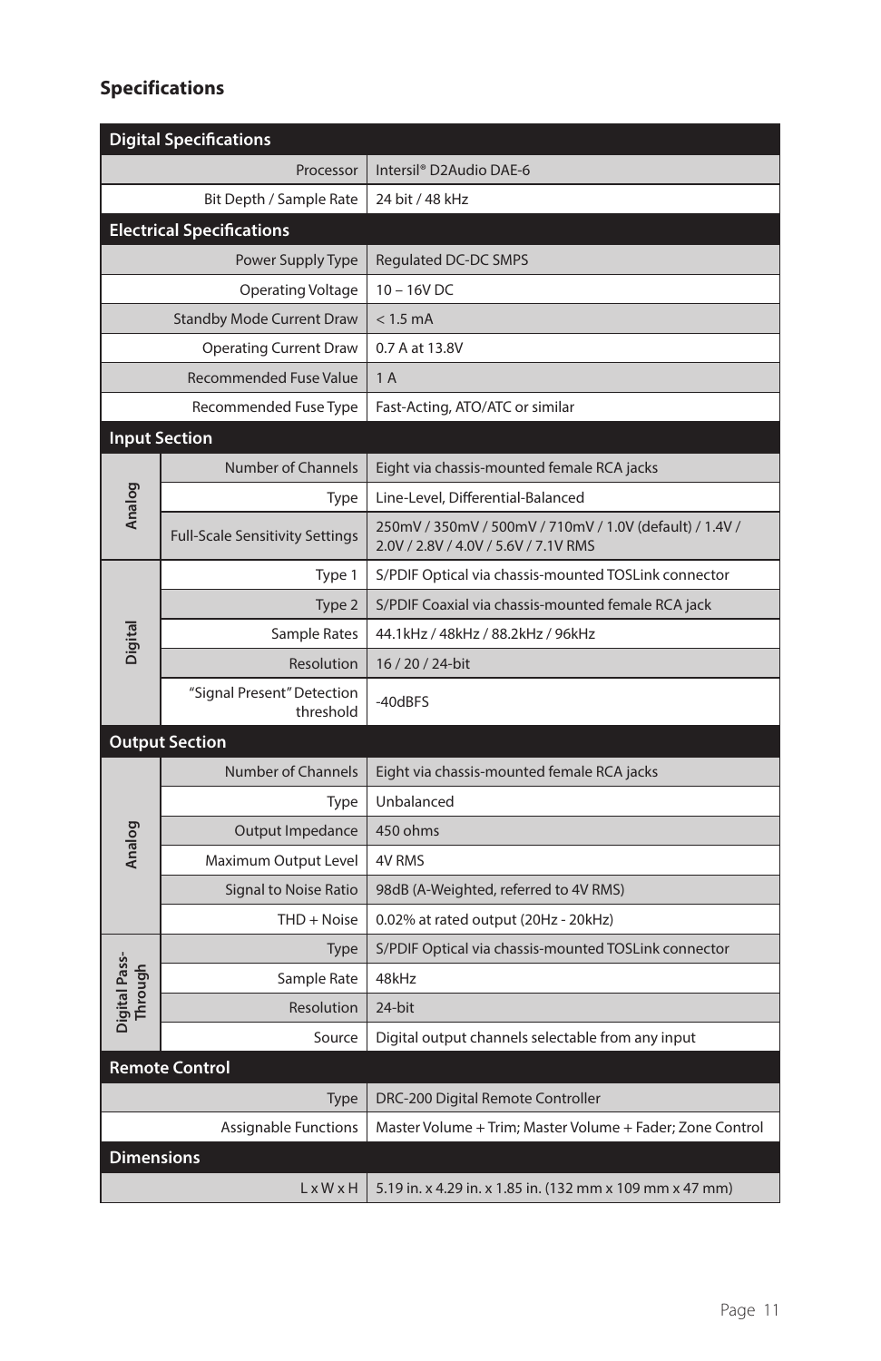## Specifications

| Digital Specifications | | |
|---|---|---|
| | Processor | Intersil® D2Audio DAE-6 |
| | Bit Depth / Sample Rate | 24 bit / 48 kHz |
| **Electrical Specifications** | | |
| | Power Supply Type | Regulated DC-DC SMPS |
| | Operating Voltage | 10 – 16V DC |
| | Standby Mode Current Draw | < 1.5 mA |
| | Operating Current Draw | 0.7 A at 13.8V |
| | Recommended Fuse Value | 1 A |
| | Recommended Fuse Type | Fast-Acting, ATO/ATC or similar |
| **Input Section** | | |
| Analog | Number of Channels | Eight via chassis-mounted female RCA jacks |
| Analog | Type | Line-Level, Differential-Balanced |
| Analog | Full-Scale Sensitivity Settings | 250mV / 350mV / 500mV / 710mV / 1.0V (default) / 1.4V / 2.0V / 2.8V / 4.0V / 5.6V / 7.1V RMS |
| Digital | Type 1 | S/PDIF Optical via chassis-mounted TOSLink connector |
| Digital | Type 2 | S/PDIF Coaxial via chassis-mounted female RCA jack |
| Digital | Sample Rates | 44.1kHz / 48kHz / 88.2kHz / 96kHz |
| Digital | Resolution | 16 / 20 / 24-bit |
| Digital | "Signal Present" Detection threshold | -40dBFS |
| **Output Section** | | |
| Analog | Number of Channels | Eight via chassis-mounted female RCA jacks |
| Analog | Type | Unbalanced |
| Analog | Output Impedance | 450 ohms |
| Analog | Maximum Output Level | 4V RMS |
| Analog | Signal to Noise Ratio | 98dB (A-Weighted, referred to 4V RMS) |
| Analog | THD + Noise | 0.02% at rated output (20Hz - 20kHz) |
| Digital Pass-Through | Type | S/PDIF Optical via chassis-mounted TOSLink connector |
| Digital Pass-Through | Sample Rate | 48kHz |
| Digital Pass-Through | Resolution | 24-bit |
| Digital Pass-Through | Source | Digital output channels selectable from any input |
| **Remote Control** | | |
| | Type | DRC-200 Digital Remote Controller |
| | Assignable Functions | Master Volume + Trim; Master Volume + Fader; Zone Control |
| **Dimensions** | | |
| | L x W x H | 5.19 in. x 4.29 in. x 1.85 in. (132 mm x 109 mm x 47 mm) |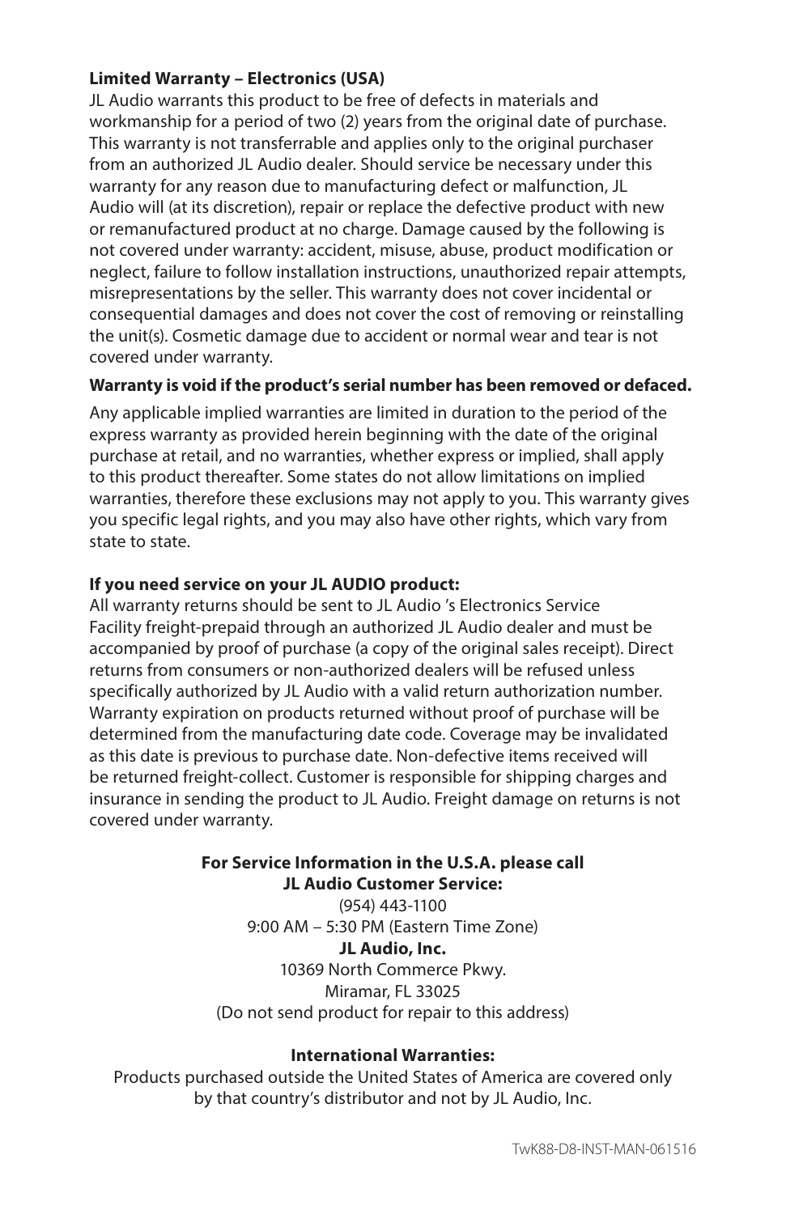**Limited Warranty – Electronics (USA)**

JL Audio warrants this product to be free of defects in materials and workmanship for a period of two (2) years from the original date of purchase. This warranty is not transferrable and applies only to the original purchaser from an authorized JL Audio dealer. Should service be necessary under this warranty for any reason due to manufacturing defect or malfunction, JL Audio will (at its discretion), repair or replace the defective product with new or remanufactured product at no charge. Damage caused by the following is not covered under warranty: accident, misuse, abuse, product modification or neglect, failure to follow installation instructions, unauthorized repair attempts, misrepresentations by the seller. This warranty does not cover incidental or consequential damages and does not cover the cost of removing or reinstalling the unit(s). Cosmetic damage due to accident or normal wear and tear is not covered under warranty.

**Warranty is void if the product's serial number has been removed or defaced.**

Any applicable implied warranties are limited in duration to the period of the express warranty as provided herein beginning with the date of the original purchase at retail, and no warranties, whether express or implied, shall apply to this product thereafter. Some states do not allow limitations on implied warranties, therefore these exclusions may not apply to you. This warranty gives you specific legal rights, and you may also have other rights, which vary from state to state.

**If you need service on your JL AUDIO product:**

All warranty returns should be sent to JL Audio 's Electronics Service Facility freight-prepaid through an authorized JL Audio dealer and must be accompanied by proof of purchase (a copy of the original sales receipt). Direct returns from consumers or non-authorized dealers will be refused unless specifically authorized by JL Audio with a valid return authorization number. Warranty expiration on products returned without proof of purchase will be determined from the manufacturing date code. Coverage may be invalidated as this date is previous to purchase date. Non-defective items received will be returned freight-collect. Customer is responsible for shipping charges and insurance in sending the product to JL Audio. Freight damage on returns is not covered under warranty.

**For Service Information in the U.S.A. please call**
**JL Audio Customer Service:**

(954) 443-1100
9:00 AM – 5:30 PM (Eastern Time Zone)

**JL Audio, Inc.**

10369 North Commerce Pkwy.
Miramar, FL 33025
(Do not send product for repair to this address)

**International Warranties:**

Products purchased outside the United States of America are covered only by that country's distributor and not by JL Audio, Inc.

TwK88-D8-INST-MAN-061516